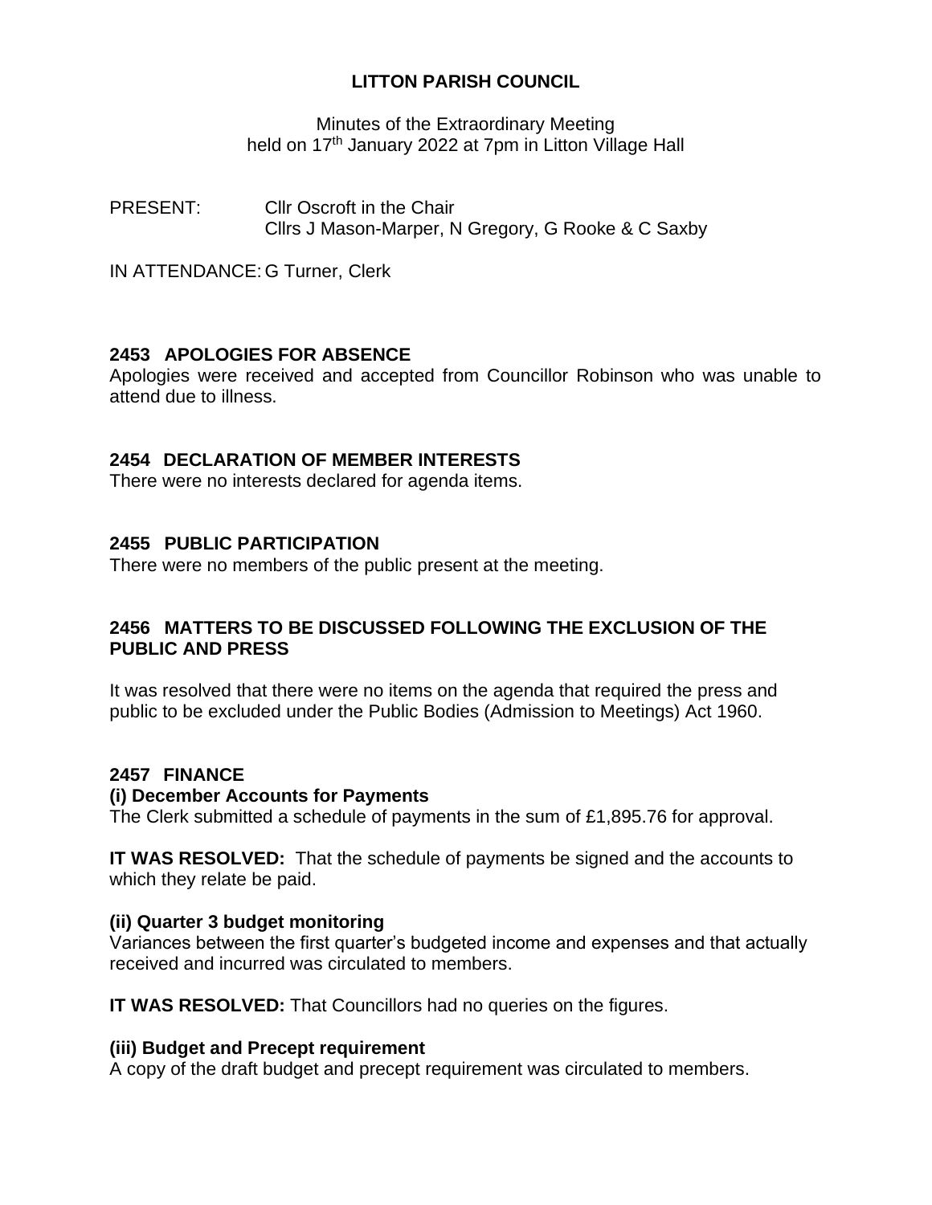# LITTON PARISH COUNCIL

Minutes of the Extraordinary Meeting
held on 17th January 2022 at 7pm in Litton Village Hall

PRESENT: Cllr Oscroft in the Chair
Cllrs J Mason-Marper, N Gregory, G Rooke & C Saxby

IN ATTENDANCE: G Turner, Clerk

## 2453 APOLOGIES FOR ABSENCE

Apologies were received and accepted from Councillor Robinson who was unable to attend due to illness.

## 2454 DECLARATION OF MEMBER INTERESTS

There were no interests declared for agenda items.

## 2455 PUBLIC PARTICIPATION

There were no members of the public present at the meeting.

## 2456 MATTERS TO BE DISCUSSED FOLLOWING THE EXCLUSION OF THE PUBLIC AND PRESS

It was resolved that there were no items on the agenda that required the press and public to be excluded under the Public Bodies (Admission to Meetings) Act 1960.

## 2457 FINANCE

### (i) December Accounts for Payments

The Clerk submitted a schedule of payments in the sum of £1,895.76 for approval.

**IT WAS RESOLVED:** That the schedule of payments be signed and the accounts to which they relate be paid.

### (ii) Quarter 3 budget monitoring

Variances between the first quarter's budgeted income and expenses and that actually received and incurred was circulated to members.

**IT WAS RESOLVED:** That Councillors had no queries on the figures.

### (iii) Budget and Precept requirement

A copy of the draft budget and precept requirement was circulated to members.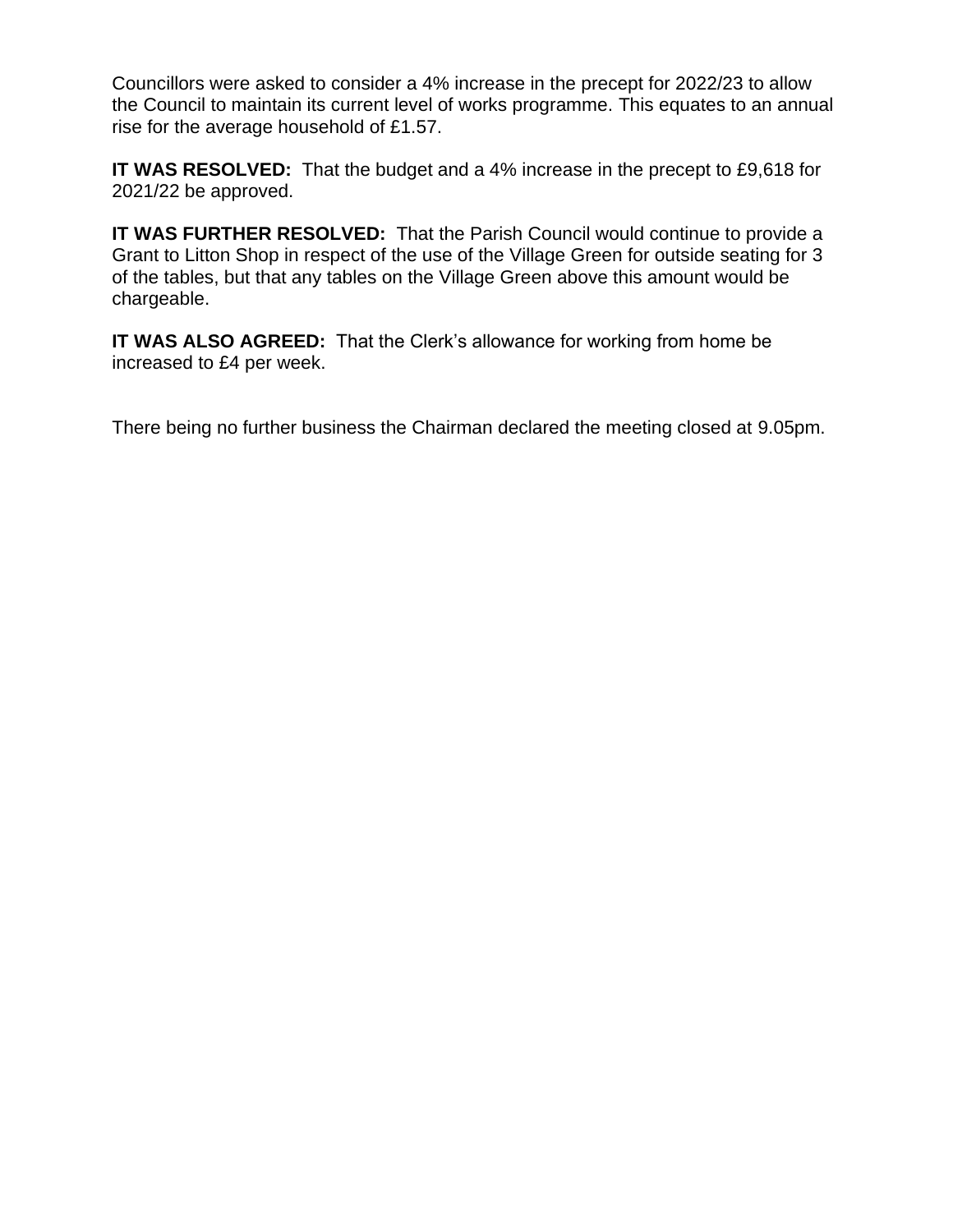Councillors were asked to consider a 4% increase in the precept for 2022/23 to allow the Council to maintain its current level of works programme. This equates to an annual rise for the average household of £1.57.

**IT WAS RESOLVED:** That the budget and a 4% increase in the precept to £9,618 for 2021/22 be approved.

**IT WAS FURTHER RESOLVED:** That the Parish Council would continue to provide a Grant to Litton Shop in respect of the use of the Village Green for outside seating for 3 of the tables, but that any tables on the Village Green above this amount would be chargeable.

**IT WAS ALSO AGREED:** That the Clerk's allowance for working from home be increased to £4 per week.

There being no further business the Chairman declared the meeting closed at 9.05pm.